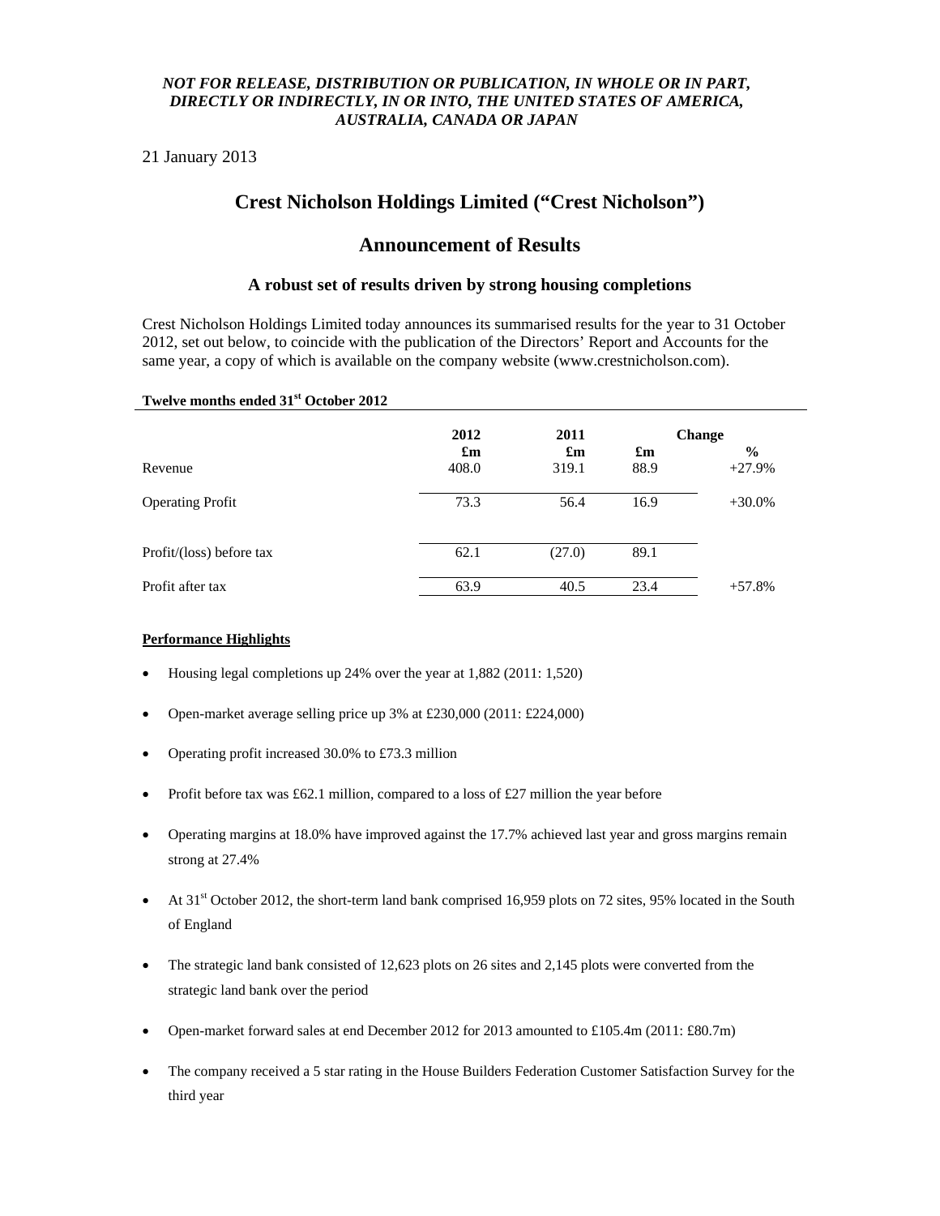*NOT FOR RELEASE, DISTRIBUTION OR PUBLICATION, IN WHOLE OR IN PART, DIRECTLY OR INDIRECTLY, IN OR INTO, THE UNITED STATES OF AMERICA, AUSTRALIA, CANADA OR JAPAN*

21 January 2013

# Crest Nicholson Holdings Limited ("Crest Nicholson")

## Announcement of Results

### A robust set of results driven by strong housing completions

Crest Nicholson Holdings Limited today announces its summarised results for the year to 31 October 2012, set out below, to coincide with the publication of the Directors' Report and Accounts for the same year, a copy of which is available on the company website (www.crestnicholson.com).

**Twelve months ended 31st October 2012**

| | 2012 | 2011 | Change | |
|---|---|---|---|---|
| | £m | £m | £m | % |
| Revenue | 408.0 | 319.1 | 88.9 | +27.9% |
| Operating Profit | 73.3 | 56.4 | 16.9 | +30.0% |
| Profit/(loss) before tax | 62.1 | (27.0) | 89.1 | |
| Profit after tax | 63.9 | 40.5 | 23.4 | +57.8% |

**Performance Highlights**

- Housing legal completions up 24% over the year at 1,882 (2011: 1,520)
- Open-market average selling price up 3% at £230,000 (2011: £224,000)
- Operating profit increased 30.0% to £73.3 million
- Profit before tax was £62.1 million, compared to a loss of £27 million the year before
- Operating margins at 18.0% have improved against the 17.7% achieved last year and gross margins remain strong at 27.4%
- At 31st October 2012, the short-term land bank comprised 16,959 plots on 72 sites, 95% located in the South of England
- The strategic land bank consisted of 12,623 plots on 26 sites and 2,145 plots were converted from the strategic land bank over the period
- Open-market forward sales at end December 2012 for 2013 amounted to £105.4m (2011: £80.7m)
- The company received a 5 star rating in the House Builders Federation Customer Satisfaction Survey for the third year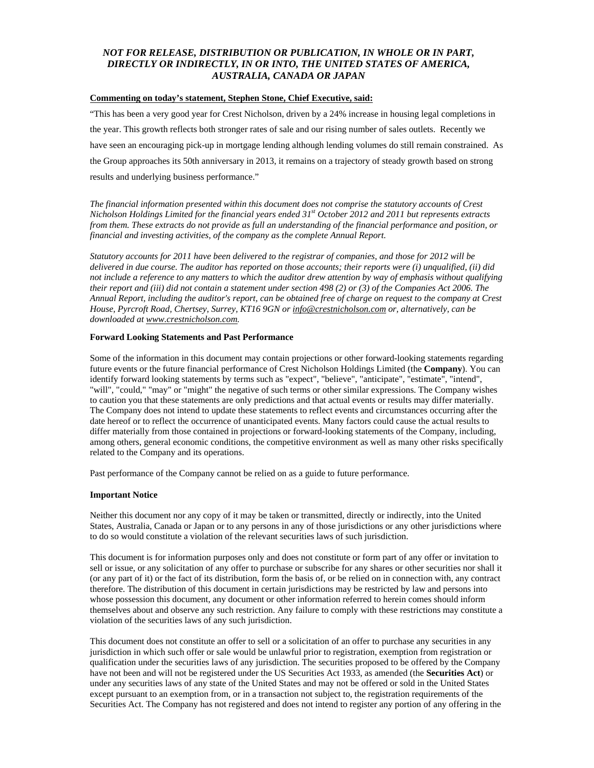***NOT FOR RELEASE, DISTRIBUTION OR PUBLICATION, IN WHOLE OR IN PART, DIRECTLY OR INDIRECTLY, IN OR INTO, THE UNITED STATES OF AMERICA, AUSTRALIA, CANADA OR JAPAN***

**Commenting on today's statement, Stephen Stone, Chief Executive, said:**

"This has been a very good year for Crest Nicholson, driven by a 24% increase in housing legal completions in the year. This growth reflects both stronger rates of sale and our rising number of sales outlets. Recently we have seen an encouraging pick-up in mortgage lending although lending volumes do still remain constrained. As the Group approaches its 50th anniversary in 2013, it remains on a trajectory of steady growth based on strong results and underlying business performance."

*The financial information presented within this document does not comprise the statutory accounts of Crest Nicholson Holdings Limited for the financial years ended 31st October 2012 and 2011 but represents extracts from them. These extracts do not provide as full an understanding of the financial performance and position, or financial and investing activities, of the company as the complete Annual Report.*

*Statutory accounts for 2011 have been delivered to the registrar of companies, and those for 2012 will be delivered in due course. The auditor has reported on those accounts; their reports were (i) unqualified, (ii) did not include a reference to any matters to which the auditor drew attention by way of emphasis without qualifying their report and (iii) did not contain a statement under section 498 (2) or (3) of the Companies Act 2006. The Annual Report, including the auditor's report, can be obtained free of charge on request to the company at Crest House, Pyrcroft Road, Chertsey, Surrey, KT16 9GN or info@crestnicholson.com or, alternatively, can be downloaded at www.crestnicholson.com.*

**Forward Looking Statements and Past Performance**

Some of the information in this document may contain projections or other forward-looking statements regarding future events or the future financial performance of Crest Nicholson Holdings Limited (the **Company**). You can identify forward looking statements by terms such as "expect", "believe", "anticipate", "estimate", "intend", "will", "could," "may" or "might" the negative of such terms or other similar expressions. The Company wishes to caution you that these statements are only predictions and that actual events or results may differ materially. The Company does not intend to update these statements to reflect events and circumstances occurring after the date hereof or to reflect the occurrence of unanticipated events. Many factors could cause the actual results to differ materially from those contained in projections or forward-looking statements of the Company, including, among others, general economic conditions, the competitive environment as well as many other risks specifically related to the Company and its operations.

Past performance of the Company cannot be relied on as a guide to future performance.

**Important Notice**

Neither this document nor any copy of it may be taken or transmitted, directly or indirectly, into the United States, Australia, Canada or Japan or to any persons in any of those jurisdictions or any other jurisdictions where to do so would constitute a violation of the relevant securities laws of such jurisdiction.

This document is for information purposes only and does not constitute or form part of any offer or invitation to sell or issue, or any solicitation of any offer to purchase or subscribe for any shares or other securities nor shall it (or any part of it) or the fact of its distribution, form the basis of, or be relied on in connection with, any contract therefore. The distribution of this document in certain jurisdictions may be restricted by law and persons into whose possession this document, any document or other information referred to herein comes should inform themselves about and observe any such restriction. Any failure to comply with these restrictions may constitute a violation of the securities laws of any such jurisdiction.

This document does not constitute an offer to sell or a solicitation of an offer to purchase any securities in any jurisdiction in which such offer or sale would be unlawful prior to registration, exemption from registration or qualification under the securities laws of any jurisdiction. The securities proposed to be offered by the Company have not been and will not be registered under the US Securities Act 1933, as amended (the **Securities Act**) or under any securities laws of any state of the United States and may not be offered or sold in the United States except pursuant to an exemption from, or in a transaction not subject to, the registration requirements of the Securities Act. The Company has not registered and does not intend to register any portion of any offering in the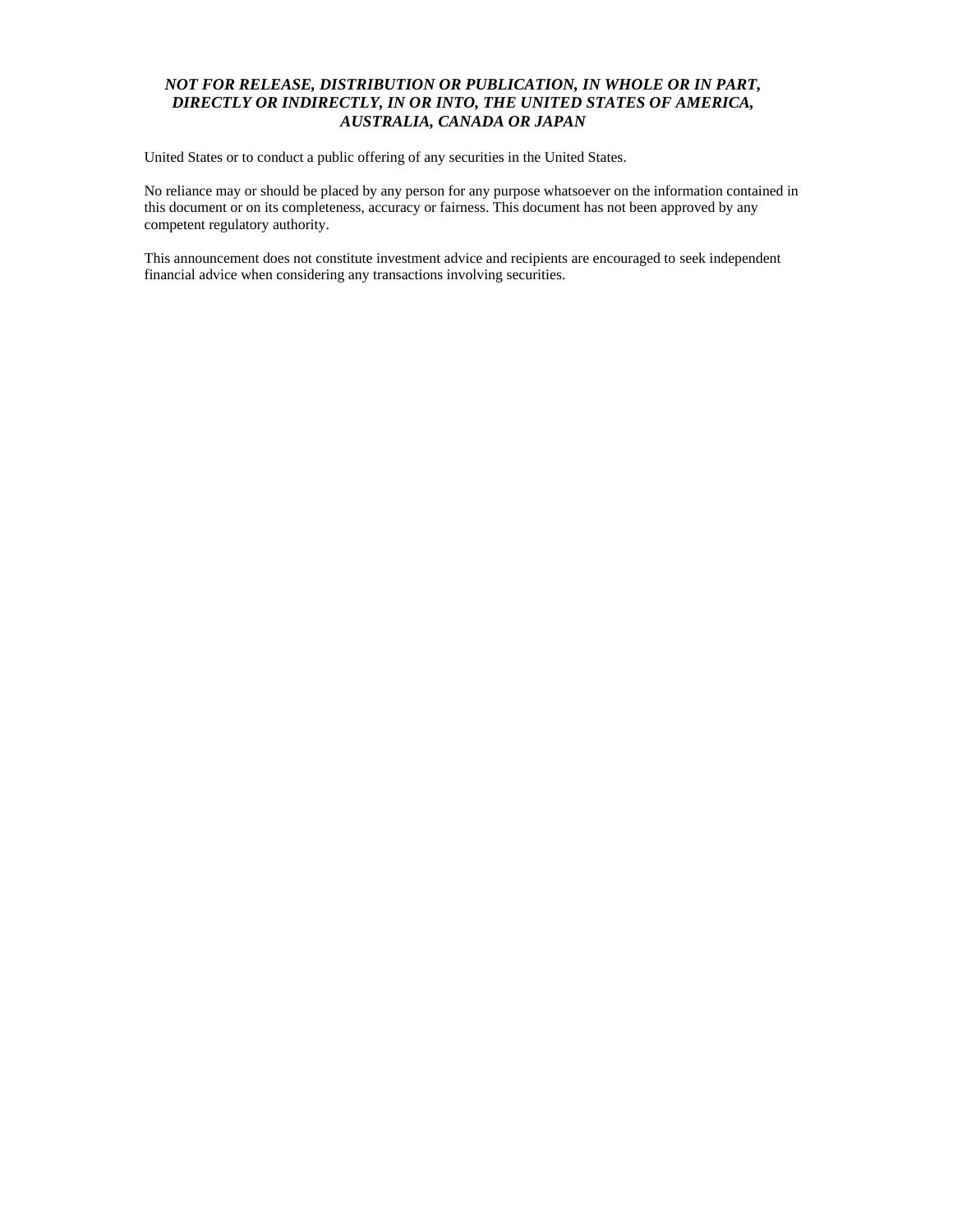***NOT FOR RELEASE, DISTRIBUTION OR PUBLICATION, IN WHOLE OR IN PART, DIRECTLY OR INDIRECTLY, IN OR INTO, THE UNITED STATES OF AMERICA, AUSTRALIA, CANADA OR JAPAN***

United States or to conduct a public offering of any securities in the United States.

No reliance may or should be placed by any person for any purpose whatsoever on the information contained in this document or on its completeness, accuracy or fairness. This document has not been approved by any competent regulatory authority.

This announcement does not constitute investment advice and recipients are encouraged to seek independent financial advice when considering any transactions involving securities.